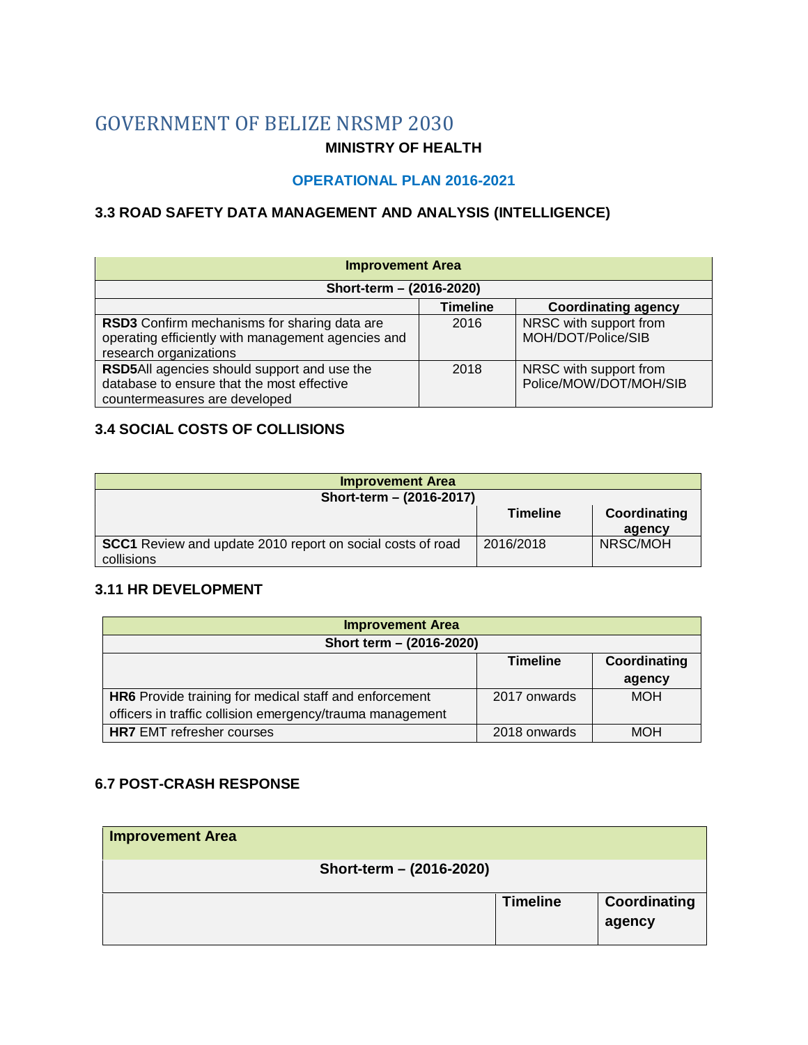# GOVERNMENT OF BELIZE NRSMP 2030

**MINISTRY OF HEALTH**

**OPERATIONAL PLAN 2016-2021**

### 3.3 ROAD SAFETY DATA MANAGEMENT AND ANALYSIS (INTELLIGENCE)

| Improvement Area | | |
|---|---|---|
| **Short-term – (2016-2020)** | | |
| | **Timeline** | **Coordinating agency** |
| **RSD3** Confirm mechanisms for sharing data are operating efficiently with management agencies and research organizations | 2016 | NRSC with support from MOH/DOT/Police/SIB |
| **RSD5**All agencies should support and use the database to ensure that the most effective countermeasures are developed | 2018 | NRSC with support from Police/MOW/DOT/MOH/SIB |

### 3.4 SOCIAL COSTS OF COLLISIONS

| Improvement Area | | |
|---|---|---|
| **Short-term – (2016-2017)** | | |
| | **Timeline** | **Coordinating agency** |
| **SCC1** Review and update 2010 report on social costs of road collisions | 2016/2018 | NRSC/MOH |

### 3.11 HR DEVELOPMENT

| Improvement Area | | |
|---|---|---|
| **Short term – (2016-2020)** | | |
| | **Timeline** | **Coordinating agency** |
| **HR6** Provide training for medical staff and enforcement officers in traffic collision emergency/trauma management | 2017 onwards | MOH |
| **HR7** EMT refresher courses | 2018 onwards | MOH |

### 6.7 POST-CRASH RESPONSE

| Improvement Area | | |
|---|---|---|
| **Short-term – (2016-2020)** | | |
| | **Timeline** | **Coordinating agency** |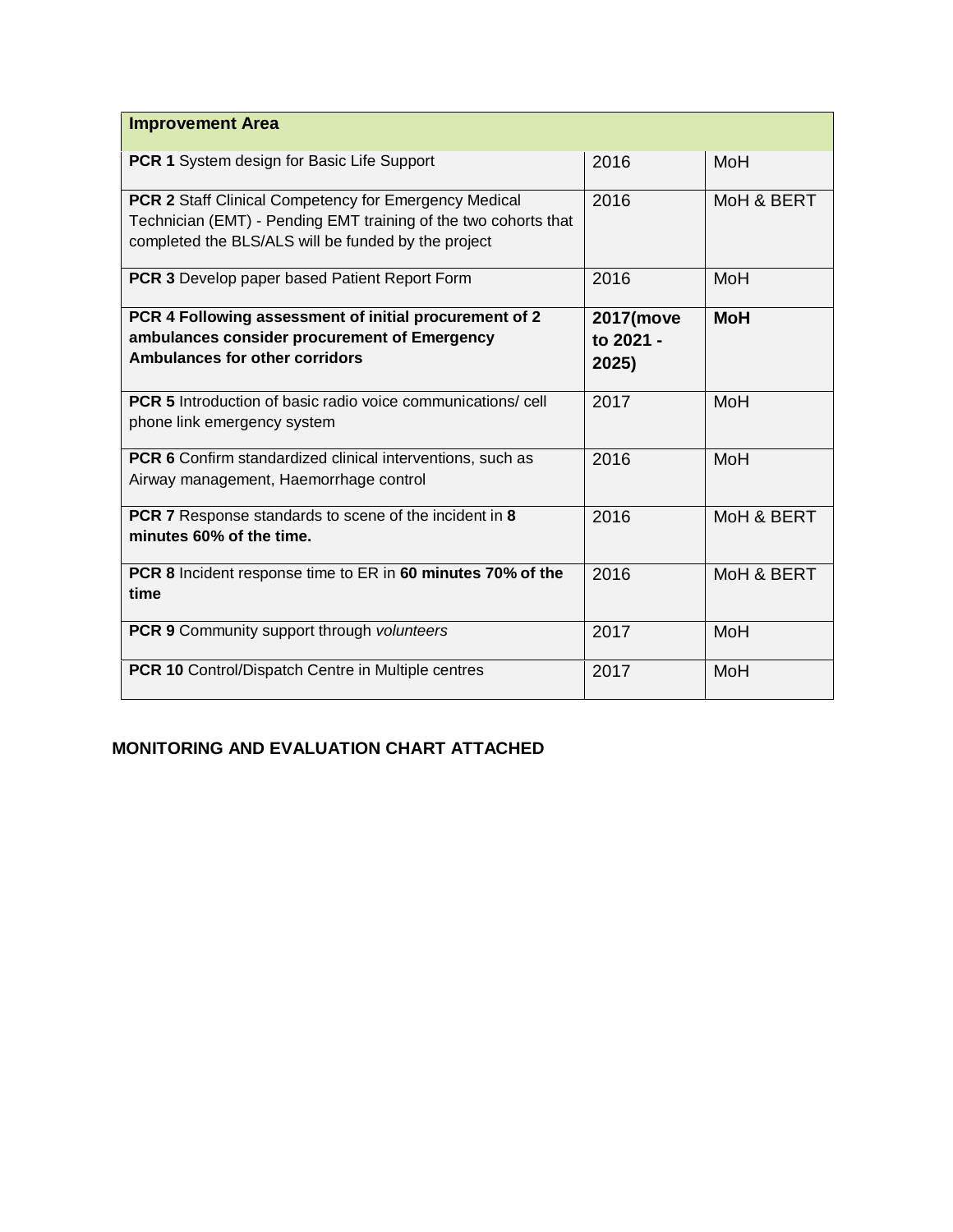| **Improvement Area** | | |
|---|---|---|
| **PCR 1** System design for Basic Life Support | 2016 | MoH |
| **PCR 2** Staff Clinical Competency for Emergency Medical Technician (EMT) - Pending EMT training of the two cohorts that completed the BLS/ALS will be funded by the project | 2016 | MoH & BERT |
| **PCR 3** Develop paper based Patient Report Form | 2016 | MoH |
| **PCR 4 Following assessment of initial procurement of 2 ambulances consider procurement of Emergency Ambulances for other corridors** | **2017(move to 2021 - 2025)** | **MoH** |
| **PCR 5** Introduction of basic radio voice communications/ cell phone link emergency system | 2017 | MoH |
| **PCR 6** Confirm standardized clinical interventions, such as Airway management, Haemorrhage control | 2016 | MoH |
| **PCR 7** Response standards to scene of the incident in **8 minutes 60% of the time.** | 2016 | MoH & BERT |
| **PCR 8** Incident response time to ER in **60 minutes 70% of the time** | 2016 | MoH & BERT |
| **PCR 9** Community support through *volunteers* | 2017 | MoH |
| **PCR 10** Control/Dispatch Centre in Multiple centres | 2017 | MoH |

**MONITORING AND EVALUATION CHART ATTACHED**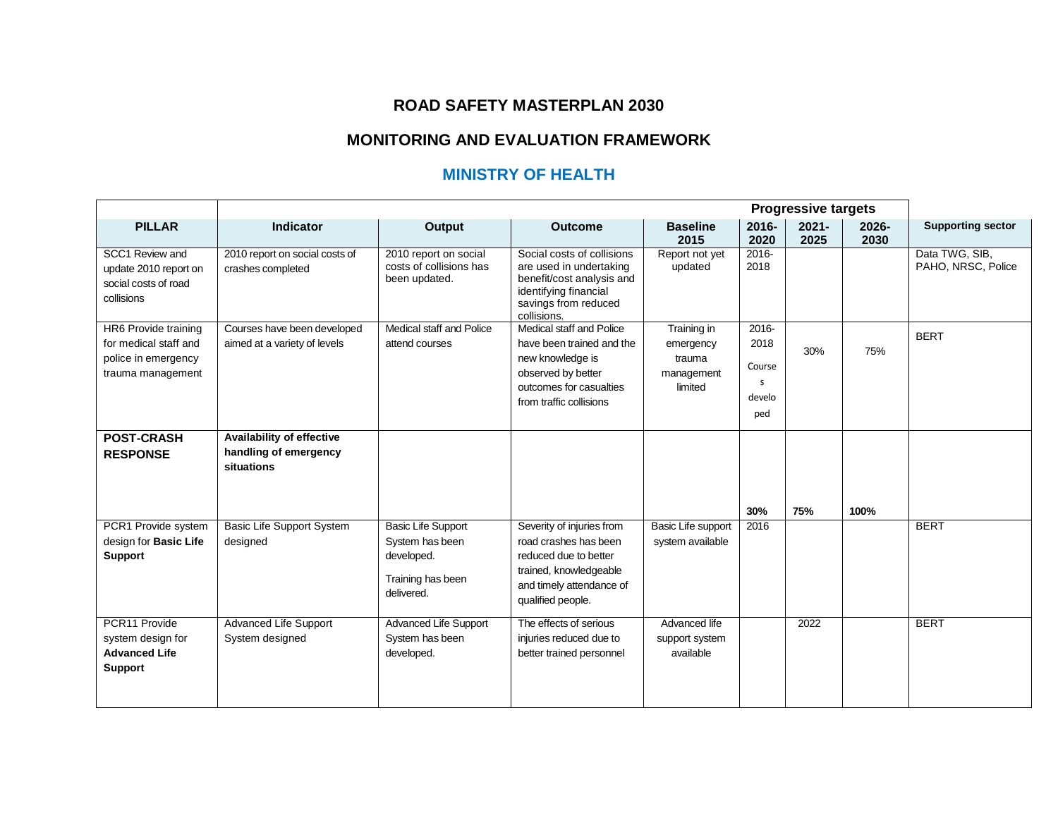# ROAD SAFETY MASTERPLAN 2030

## MONITORING AND EVALUATION FRAMEWORK

## MINISTRY OF HEALTH

| | | | | | Progressive targets | | | |
|---|---|---|---|---|---|---|---|---|
| **PILLAR** | **Indicator** | **Output** | **Outcome** | **Baseline 2015** | **2016-2020** | **2021-2025** | **2026-2030** | **Supporting sector** |
| SCC1 Review and update 2010 report on social costs of road collisions | 2010 report on social costs of crashes completed | 2010 report on social costs of collisions has been updated. | Social costs of collisions are used in undertaking benefit/cost analysis and identifying financial savings from reduced collisions. | Report not yet updated | 2016-2018 | | | Data TWG, SIB, PAHO, NRSC, Police |
| HR6 Provide training for medical staff and police in emergency trauma management | Courses have been developed aimed at a variety of levels | Medical staff and Police attend courses | Medical staff and Police have been trained and the new knowledge is observed by better outcomes for casualties from traffic collisions | Training in emergency trauma management limited | 2016-2018 Courses developed | 30% | 75% | BERT |
| **POST-CRASH RESPONSE** | **Availability of effective handling of emergency situations** | | | | **30%** | **75%** | **100%** | |
| PCR1 Provide system design for **Basic Life Support** | Basic Life Support System designed | Basic Life Support System has been developed.<br><br>Training has been delivered. | Severity of injuries from road crashes has been reduced due to better trained, knowledgeable and timely attendance of qualified people. | Basic Life support system available | 2016 | | | BERT |
| PCR11 Provide system design for **Advanced Life Support** | Advanced Life Support System designed | Advanced Life Support System has been developed. | The effects of serious injuries reduced due to better trained personnel | Advanced life support system available | | 2022 | | BERT |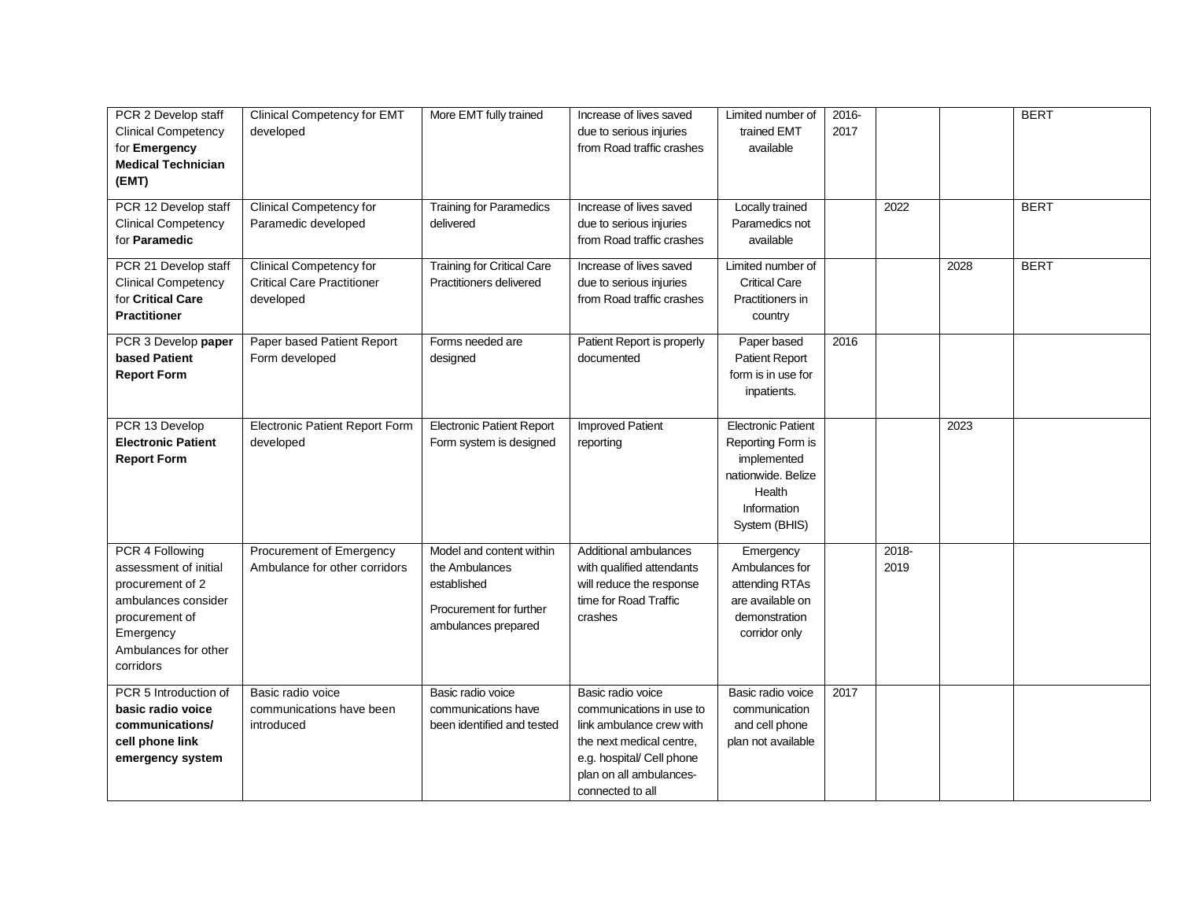| | | | | | | | | |
|---|---|---|---|---|---|---|---|---|
| PCR 2 Develop staff Clinical Competency for **Emergency Medical Technician (EMT)** | Clinical Competency for EMT developed | More EMT fully trained | Increase of lives saved due to serious injuries from Road traffic crashes | Limited number of trained EMT available | 2016-2017 | | | BERT |
| PCR 12 Develop staff Clinical Competency for **Paramedic** | Clinical Competency for Paramedic developed | Training for Paramedics delivered | Increase of lives saved due to serious injuries from Road traffic crashes | Locally trained Paramedics not available | | 2022 | | BERT |
| PCR 21 Develop staff Clinical Competency for **Critical Care Practitioner** | Clinical Competency for Critical Care Practitioner developed | Training for Critical Care Practitioners delivered | Increase of lives saved due to serious injuries from Road traffic crashes | Limited number of Critical Care Practitioners in country | | | 2028 | BERT |
| PCR 3 Develop **paper based Patient Report Form** | Paper based Patient Report Form developed | Forms needed are designed | Patient Report is properly documented | Paper based Patient Report form is in use for inpatients. | 2016 | | | |
| PCR 13 Develop **Electronic Patient Report Form** | Electronic Patient Report Form developed | Electronic Patient Report Form system is designed | Improved Patient reporting | Electronic Patient Reporting Form is implemented nationwide. Belize Health Information System (BHIS) | | | 2023 | |
| PCR 4 Following assessment of initial procurement of 2 ambulances consider procurement of Emergency Ambulances for other corridors | Procurement of Emergency Ambulance for other corridors | Model and content within the Ambulances established<br><br>Procurement for further ambulances prepared | Additional ambulances with qualified attendants will reduce the response time for Road Traffic crashes | Emergency Ambulances for attending RTAs are available on demonstration corridor only | | 2018-2019 | | |
| PCR 5 Introduction of **basic radio voice communications/ cell phone link emergency system** | Basic radio voice communications have been introduced | Basic radio voice communications have been identified and tested | Basic radio voice communications in use to link ambulance crew with the next medical centre, e.g. hospital/ Cell phone plan on all ambulances-connected to all | Basic radio voice communication and cell phone plan not available | 2017 | | | |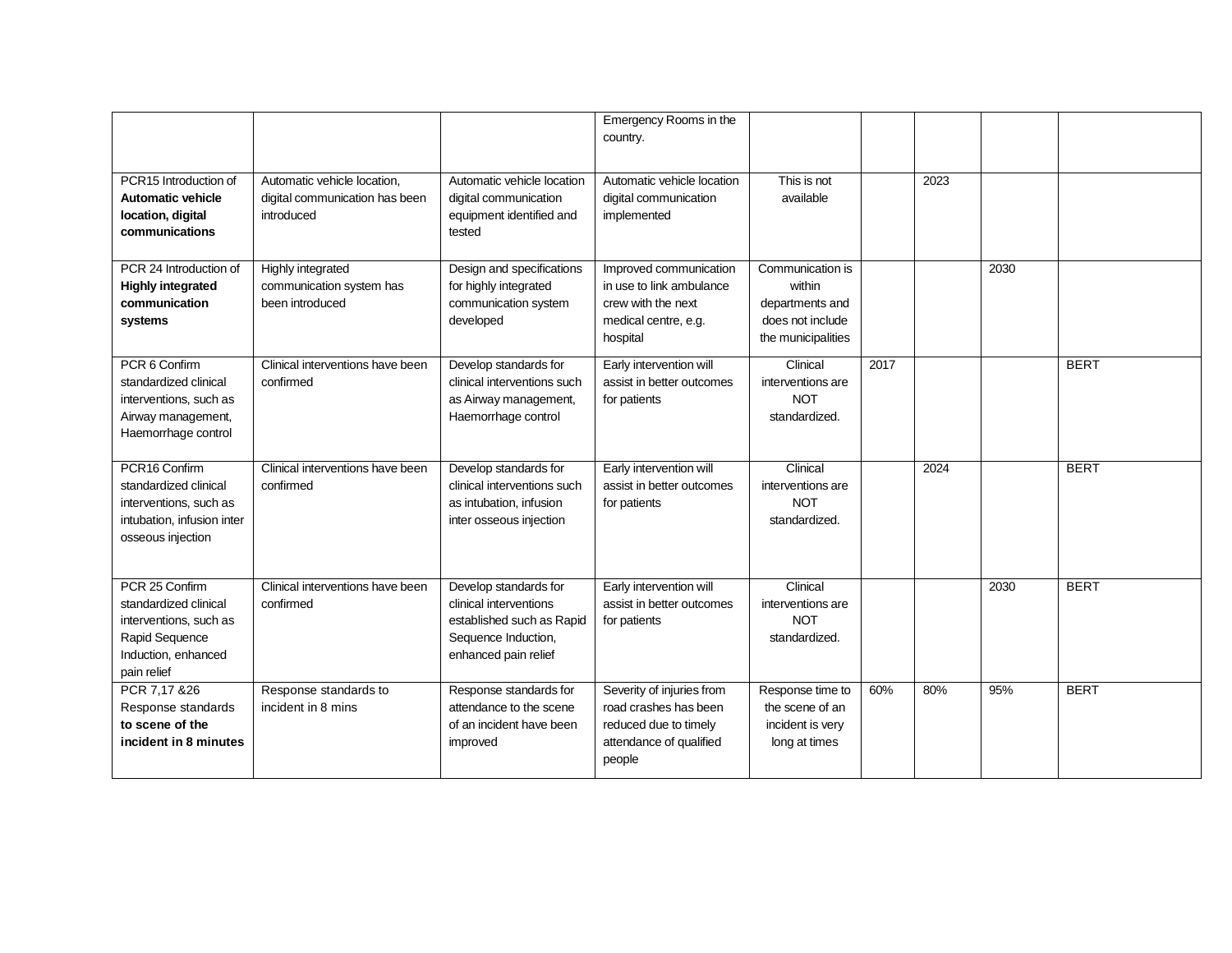| | | | | | | | | |
|---|---|---|---|---|---|---|---|---|
| | | | Emergency Rooms in the country. | | | | | |
| PCR15 Introduction of **Automatic vehicle location, digital communications** | Automatic vehicle location, digital communication has been introduced | Automatic vehicle location digital communication equipment identified and tested | Automatic vehicle location digital communication implemented | This is not available | | 2023 | | |
| PCR 24 Introduction of **Highly integrated communication systems** | Highly integrated communication system has been introduced | Design and specifications for highly integrated communication system developed | Improved communication in use to link ambulance crew with the next medical centre, e.g. hospital | Communication is within departments and does not include the municipalities | | | 2030 | |
| PCR 6 Confirm standardized clinical interventions, such as Airway management, Haemorrhage control | Clinical interventions have been confirmed | Develop standards for clinical interventions such as Airway management, Haemorrhage control | Early intervention will assist in better outcomes for patients | Clinical interventions are NOT standardized. | 2017 | | | BERT |
| PCR16 Confirm standardized clinical interventions, such as intubation, infusion inter osseous injection | Clinical interventions have been confirmed | Develop standards for clinical interventions such as intubation, infusion inter osseous injection | Early intervention will assist in better outcomes for patients | Clinical interventions are NOT standardized. | | 2024 | | BERT |
| PCR 25 Confirm standardized clinical interventions, such as Rapid Sequence Induction, enhanced pain relief | Clinical interventions have been confirmed | Develop standards for clinical interventions established such as Rapid Sequence Induction, enhanced pain relief | Early intervention will assist in better outcomes for patients | Clinical interventions are NOT standardized. | | | 2030 | BERT |
| PCR 7,17 &26 Response standards **to scene of the incident in 8 minutes** | Response standards to incident in 8 mins | Response standards for attendance to the scene of an incident have been improved | Severity of injuries from road crashes has been reduced due to timely attendance of qualified people | Response time to the scene of an incident is very long at times | 60% | 80% | 95% | BERT |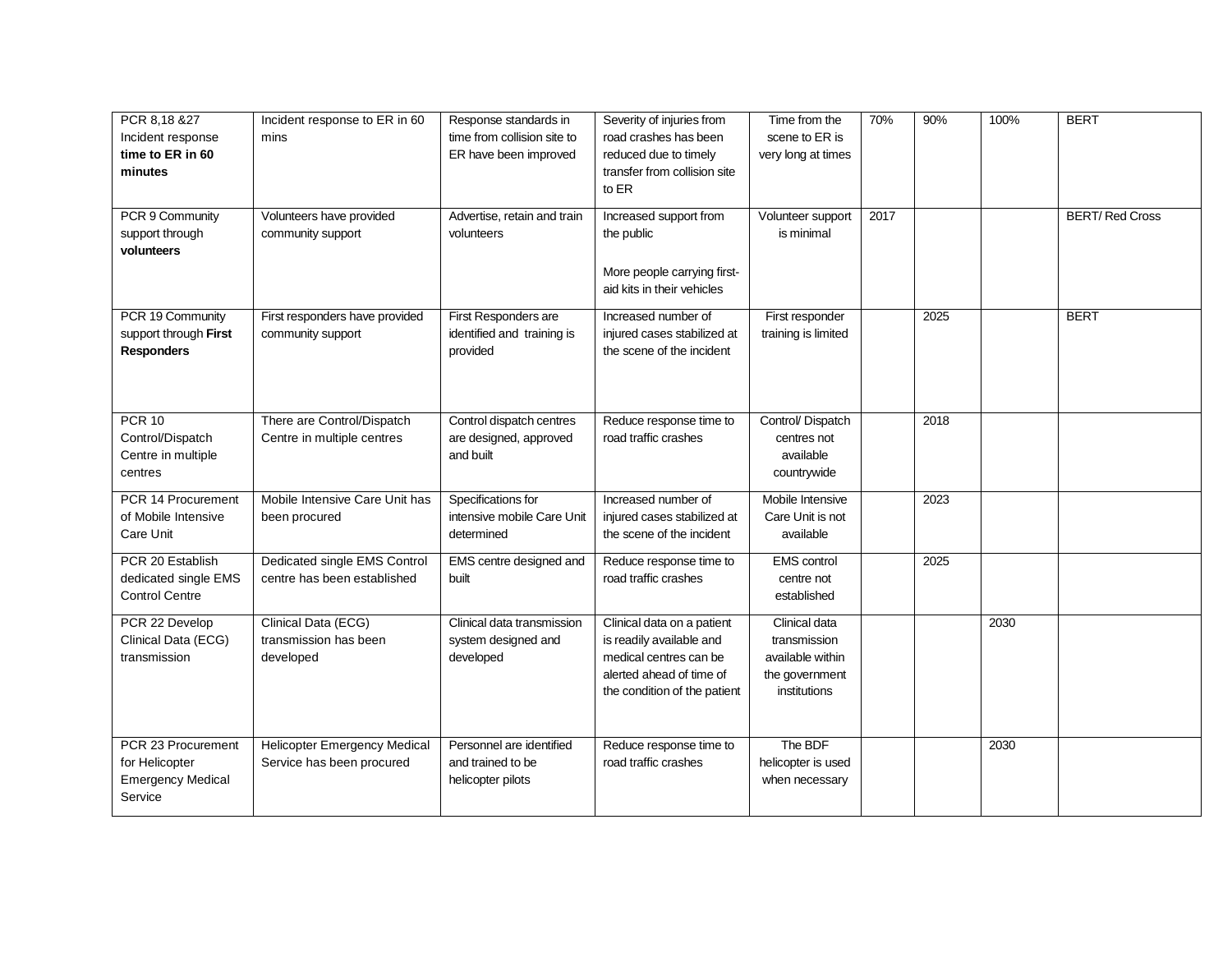| PCR 8,18 &27 Incident response **time to ER in 60 minutes** | Incident response to ER in 60 mins | Response standards in time from collision site to ER have been improved | Severity of injuries from road crashes has been reduced due to timely transfer from collision site to ER | Time from the scene to ER is very long at times | 70% | 90% | 100% | BERT |
|---|---|---|---|---|---|---|---|---|
| PCR 9 Community support through **volunteers** | Volunteers have provided community support | Advertise, retain and train volunteers | Increased support from the public<br><br>More people carrying first-aid kits in their vehicles | Volunteer support is minimal | 2017 | | | BERT/ Red Cross |
| PCR 19 Community support through **First Responders** | First responders have provided community support | First Responders are identified and training is provided | Increased number of injured cases stabilized at the scene of the incident | First responder training is limited | | 2025 | | BERT |
| PCR 10 Control/Dispatch Centre in multiple centres | There are Control/Dispatch Centre in multiple centres | Control dispatch centres are designed, approved and built | Reduce response time to road traffic crashes | Control/ Dispatch centres not available countrywide | | 2018 | | |
| PCR 14 Procurement of Mobile Intensive Care Unit | Mobile Intensive Care Unit has been procured | Specifications for intensive mobile Care Unit determined | Increased number of injured cases stabilized at the scene of the incident | Mobile Intensive Care Unit is not available | | 2023 | | |
| PCR 20 Establish dedicated single EMS Control Centre | Dedicated single EMS Control centre has been established | EMS centre designed and built | Reduce response time to road traffic crashes | EMS control centre not established | | 2025 | | |
| PCR 22 Develop Clinical Data (ECG) transmission | Clinical Data (ECG) transmission has been developed | Clinical data transmission system designed and developed | Clinical data on a patient is readily available and medical centres can be alerted ahead of time of the condition of the patient | Clinical data transmission available within the government institutions | | | 2030 | |
| PCR 23 Procurement for Helicopter Emergency Medical Service | Helicopter Emergency Medical Service has been procured | Personnel are identified and trained to be helicopter pilots | Reduce response time to road traffic crashes | The BDF helicopter is used when necessary | | | 2030 | |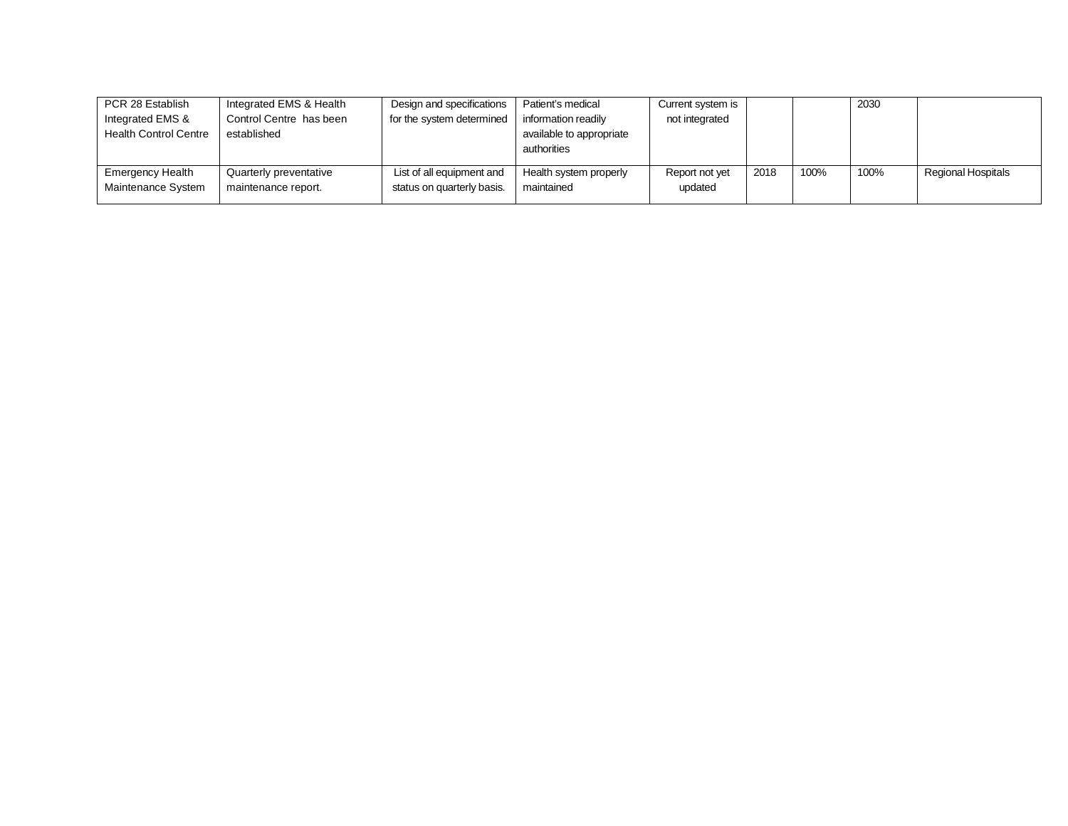| | | | | | | | | |
|---|---|---|---|---|---|---|---|---|
| PCR 28 Establish Integrated EMS & Health Control Centre | Integrated EMS & Health Control Centre has been established | Design and specifications for the system determined | Patient's medical information readily available to appropriate authorities | Current system is not integrated | | | 2030 | |
| Emergency Health Maintenance System | Quarterly preventative maintenance report. | List of all equipment and status on quarterly basis. | Health system properly maintained | Report not yet updated | 2018 | 100% | 100% | Regional Hospitals |